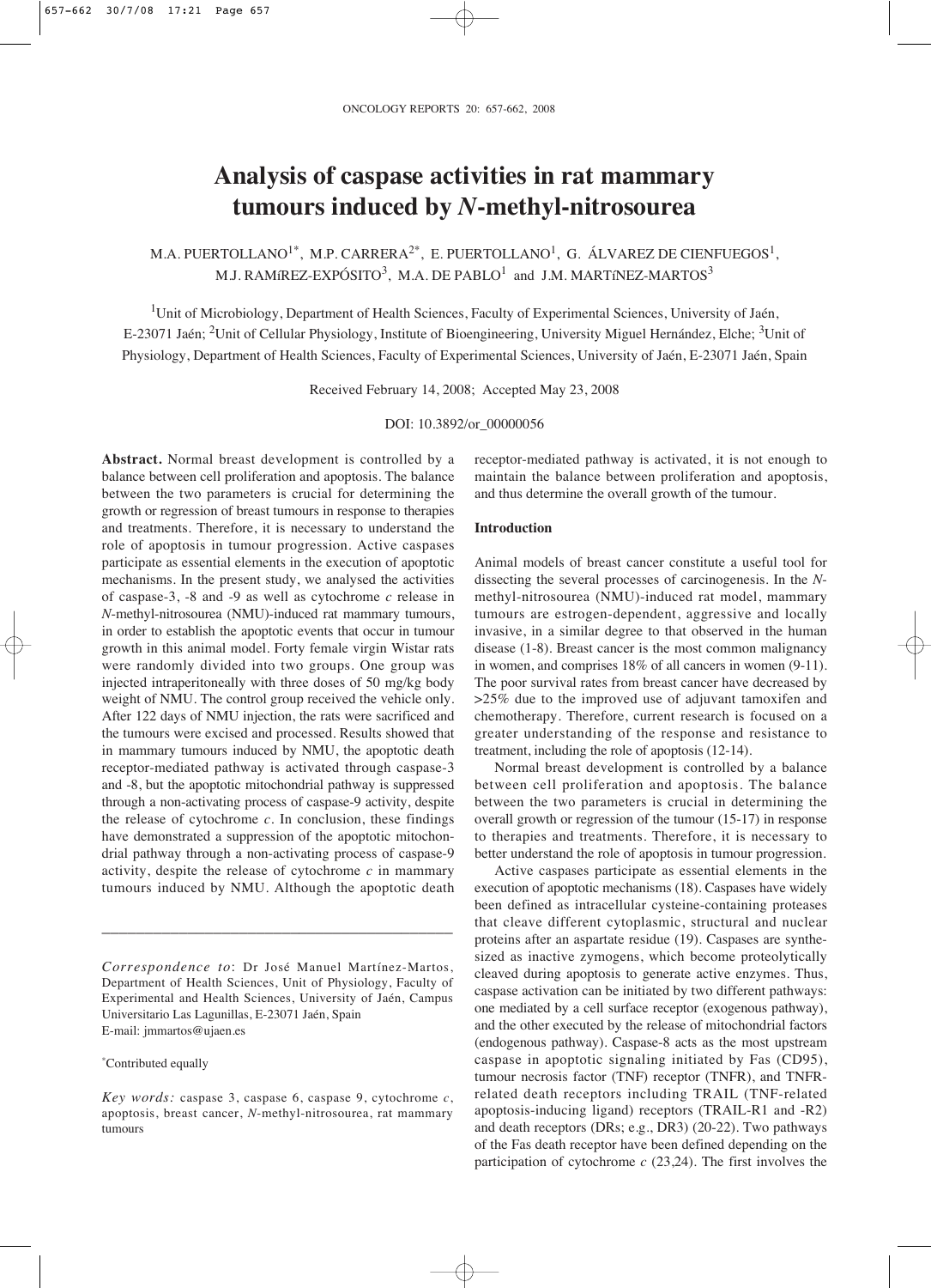# Analysis of caspase activities in rat mammary tumours induced by *N*-methyl-nitrosourea

M.A. PUERTOLLANO[1*], M.P. CARRERA[2*], E. PUERTOLLANO[1], G. ÁLVAREZ DE CIENFUEGOS[1], M.J. RAMÍREZ-EXPÓSITO[3], M.A. DE PABLO[1] and J.M. MARTÍNEZ-MARTOS[3]

[1]Unit of Microbiology, Department of Health Sciences, Faculty of Experimental Sciences, University of Jaén, E-23071 Jaén; [2]Unit of Cellular Physiology, Institute of Bioengineering, University Miguel Hernández, Elche; [3]Unit of Physiology, Department of Health Sciences, Faculty of Experimental Sciences, University of Jaén, E-23071 Jaén, Spain

Received February 14, 2008; Accepted May 23, 2008

DOI: 10.3892/or_00000056

**Abstract.** Normal breast development is controlled by a balance between cell proliferation and apoptosis. The balance between the two parameters is crucial for determining the growth or regression of breast tumours in response to therapies and treatments. Therefore, it is necessary to understand the role of apoptosis in tumour progression. Active caspases participate as essential elements in the execution of apoptotic mechanisms. In the present study, we analysed the activities of caspase-3, -8 and -9 as well as cytochrome *c* release in *N*-methyl-nitrosourea (NMU)-induced rat mammary tumours, in order to establish the apoptotic events that occur in tumour growth in this animal model. Forty female virgin Wistar rats were randomly divided into two groups. One group was injected intraperitoneally with three doses of 50 mg/kg body weight of NMU. The control group received the vehicle only. After 122 days of NMU injection, the rats were sacrificed and the tumours were excised and processed. Results showed that in mammary tumours induced by NMU, the apoptotic death receptor-mediated pathway is activated through caspase-3 and -8, but the apoptotic mitochondrial pathway is suppressed through a non-activating process of caspase-9 activity, despite the release of cytochrome *c*. In conclusion, these findings have demonstrated a suppression of the apoptotic mitochondrial pathway through a non-activating process of caspase-9 activity, despite the release of cytochrome *c* in mammary tumours induced by NMU. Although the apoptotic death receptor-mediated pathway is activated, it is not enough to maintain the balance between proliferation and apoptosis, and thus determine the overall growth of the tumour.

## Introduction

Animal models of breast cancer constitute a useful tool for dissecting the several processes of carcinogenesis. In the *N*-methyl-nitrosourea (NMU)-induced rat model, mammary tumours are estrogen-dependent, aggressive and locally invasive, in a similar degree to that observed in the human disease (1-8). Breast cancer is the most common malignancy in women, and comprises 18% of all cancers in women (9-11). The poor survival rates from breast cancer have decreased by >25% due to the improved use of adjuvant tamoxifen and chemotherapy. Therefore, current research is focused on a greater understanding of the response and resistance to treatment, including the role of apoptosis (12-14).

Normal breast development is controlled by a balance between cell proliferation and apoptosis. The balance between the two parameters is crucial in determining the overall growth or regression of the tumour (15-17) in response to therapies and treatments. Therefore, it is necessary to better understand the role of apoptosis in tumour progression.

Active caspases participate as essential elements in the execution of apoptotic mechanisms (18). Caspases have widely been defined as intracellular cysteine-containing proteases that cleave different cytoplasmic, structural and nuclear proteins after an aspartate residue (19). Caspases are synthesized as inactive zymogens, which become proteolytically cleaved during apoptosis to generate active enzymes. Thus, caspase activation can be initiated by two different pathways: one mediated by a cell surface receptor (exogenous pathway), and the other executed by the release of mitochondrial factors (endogenous pathway). Caspase-8 acts as the most upstream caspase in apoptotic signaling initiated by Fas (CD95), tumour necrosis factor (TNF) receptor (TNFR), and TNFR-related death receptors including TRAIL (TNF-related apoptosis-inducing ligand) receptors (TRAIL-R1 and -R2) and death receptors (DRs; e.g., DR3) (20-22). Two pathways of the Fas death receptor have been defined depending on the participation of cytochrome *c* (23,24). The first involves the

---

*Correspondence to*: Dr José Manuel Martínez-Martos, Department of Health Sciences, Unit of Physiology, Faculty of Experimental and Health Sciences, University of Jaén, Campus Universitario Las Lagunillas, E-23071 Jaén, Spain
E-mail: jmmartos@ujaen.es

*Contributed equally

*Key words:* caspase 3, caspase 6, caspase 9, cytochrome *c*, apoptosis, breast cancer, *N*-methyl-nitrosourea, rat mammary tumours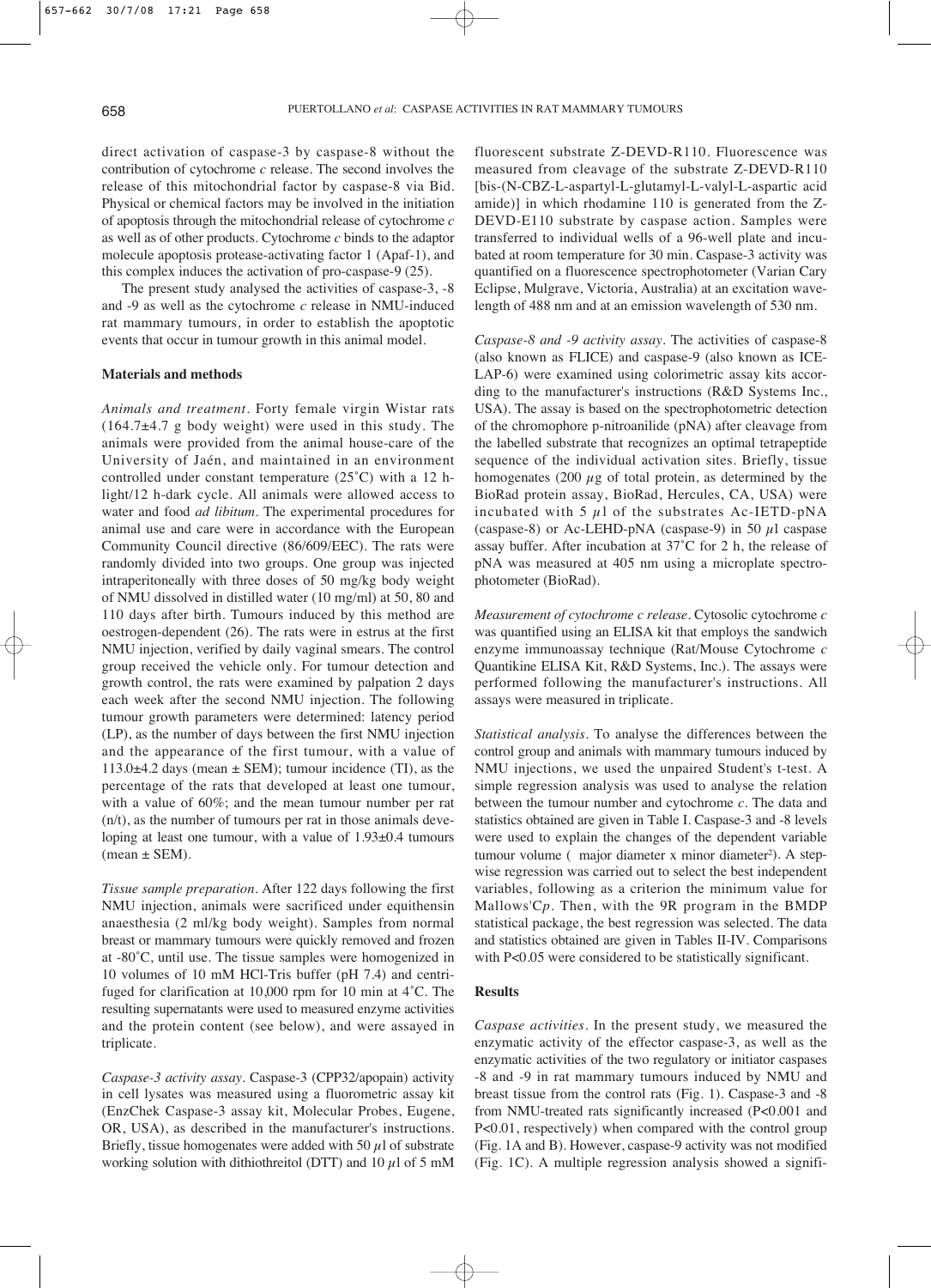direct activation of caspase-3 by caspase-8 without the contribution of cytochrome *c* release. The second involves the release of this mitochondrial factor by caspase-8 via Bid. Physical or chemical factors may be involved in the initiation of apoptosis through the mitochondrial release of cytochrome *c* as well as of other products. Cytochrome *c* binds to the adaptor molecule apoptosis protease-activating factor 1 (Apaf-1), and this complex induces the activation of pro-caspase-9 (25).

The present study analysed the activities of caspase-3, -8 and -9 as well as the cytochrome *c* release in NMU-induced rat mammary tumours, in order to establish the apoptotic events that occur in tumour growth in this animal model.

## Materials and methods

*Animals and treatment.* Forty female virgin Wistar rats (164.7±4.7 g body weight) were used in this study. The animals were provided from the animal house-care of the University of Jaén, and maintained in an environment controlled under constant temperature (25˚C) with a 12 h-light/12 h-dark cycle. All animals were allowed access to water and food *ad libitum*. The experimental procedures for animal use and care were in accordance with the European Community Council directive (86/609/EEC). The rats were randomly divided into two groups. One group was injected intraperitoneally with three doses of 50 mg/kg body weight of NMU dissolved in distilled water (10 mg/ml) at 50, 80 and 110 days after birth. Tumours induced by this method are oestrogen-dependent (26). The rats were in estrus at the first NMU injection, verified by daily vaginal smears. The control group received the vehicle only. For tumour detection and growth control, the rats were examined by palpation 2 days each week after the second NMU injection. The following tumour growth parameters were determined: latency period (LP), as the number of days between the first NMU injection and the appearance of the first tumour, with a value of 113.0±4.2 days (mean ± SEM); tumour incidence (TI), as the percentage of the rats that developed at least one tumour, with a value of 60%; and the mean tumour number per rat (n/t), as the number of tumours per rat in those animals developing at least one tumour, with a value of 1.93±0.4 tumours (mean ± SEM).

*Tissue sample preparation.* After 122 days following the first NMU injection, animals were sacrificed under equithensin anaesthesia (2 ml/kg body weight). Samples from normal breast or mammary tumours were quickly removed and frozen at -80˚C, until use. The tissue samples were homogenized in 10 volumes of 10 mM HCl-Tris buffer (pH 7.4) and centrifuged for clarification at 10,000 rpm for 10 min at 4˚C. The resulting supernatants were used to measured enzyme activities and the protein content (see below), and were assayed in triplicate.

*Caspase-3 activity assay.* Caspase-3 (CPP32/apopain) activity in cell lysates was measured using a fluorometric assay kit (EnzChek Caspase-3 assay kit, Molecular Probes, Eugene, OR, USA), as described in the manufacturer's instructions. Briefly, tissue homogenates were added with 50 $\mu$l of substrate working solution with dithiothreitol (DTT) and 10 $\mu$l of 5 mM fluorescent substrate Z-DEVD-R110. Fluorescence was measured from cleavage of the substrate Z-DEVD-R110 [bis-(N-CBZ-L-aspartyl-L-glutamyl-L-valyl-L-aspartic acid amide)] in which rhodamine 110 is generated from the Z-DEVD-E110 substrate by caspase action. Samples were transferred to individual wells of a 96-well plate and incubated at room temperature for 30 min. Caspase-3 activity was quantified on a fluorescence spectrophotometer (Varian Cary Eclipse, Mulgrave, Victoria, Australia) at an excitation wavelength of 488 nm and at an emission wavelength of 530 nm.

*Caspase-8 and -9 activity assay.* The activities of caspase-8 (also known as FLICE) and caspase-9 (also known as ICE-LAP-6) were examined using colorimetric assay kits according to the manufacturer's instructions (R&D Systems Inc., USA). The assay is based on the spectrophotometric detection of the chromophore p-nitroanilide (pNA) after cleavage from the labelled substrate that recognizes an optimal tetrapeptide sequence of the individual activation sites. Briefly, tissue homogenates (200 $\mu$g of total protein, as determined by the BioRad protein assay, BioRad, Hercules, CA, USA) were incubated with 5 $\mu$l of the substrates Ac-IETD-pNA (caspase-8) or Ac-LEHD-pNA (caspase-9) in 50 $\mu$l caspase assay buffer. After incubation at 37˚C for 2 h, the release of pNA was measured at 405 nm using a microplate spectrophotometer (BioRad).

*Measurement of cytochrome c release.* Cytosolic cytochrome *c* was quantified using an ELISA kit that employs the sandwich enzyme immunoassay technique (Rat/Mouse Cytochrome *c* Quantikine ELISA Kit, R&D Systems, Inc.). The assays were performed following the manufacturer's instructions. All assays were measured in triplicate.

*Statistical analysis.* To analyse the differences between the control group and animals with mammary tumours induced by NMU injections, we used the unpaired Student's t-test. A simple regression analysis was used to analyse the relation between the tumour number and cytochrome *c*. The data and statistics obtained are given in Table I. Caspase-3 and -8 levels were used to explain the changes of the dependent variable tumour volume ( major diameter x minor diameter$^2$). A step-wise regression was carried out to select the best independent variables, following as a criterion the minimum value for Mallows'C*p*. Then, with the 9R program in the BMDP statistical package, the best regression was selected. The data and statistics obtained are given in Tables II-IV. Comparisons with $P<0.05$ were considered to be statistically significant.

## Results

*Caspase activities.* In the present study, we measured the enzymatic activity of the effector caspase-3, as well as the enzymatic activities of the two regulatory or initiator caspases -8 and -9 in rat mammary tumours induced by NMU and breast tissue from the control rats (Fig. 1). Caspase-3 and -8 from NMU-treated rats significantly increased ($P<0.001$ and $P<0.01$, respectively) when compared with the control group (Fig. 1A and B). However, caspase-9 activity was not modified (Fig. 1C). A multiple regression analysis showed a signifi-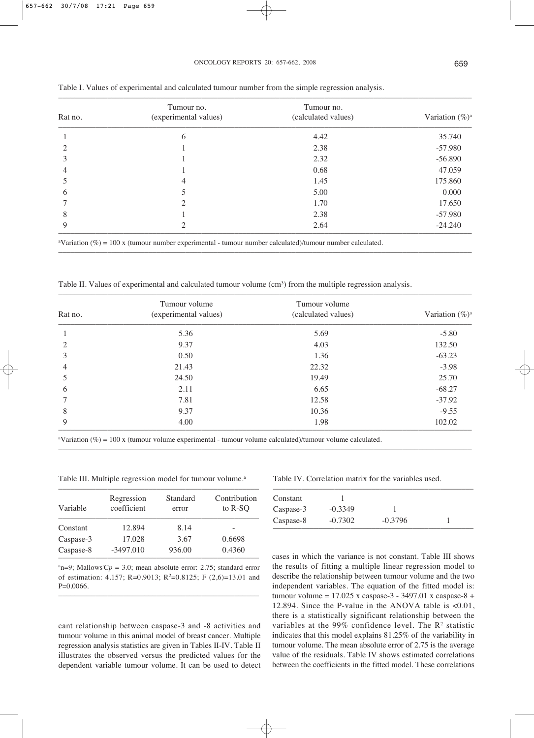Table I. Values of experimental and calculated tumour number from the simple regression analysis.

| Rat no. | Tumour no. (experimental values) | Tumour no. (calculated values) | Variation (%)[a] |
|---|---|---|---|
| 1 | 6 | 4.42 | 35.740 |
| 2 | 1 | 2.38 | -57.980 |
| 3 | 1 | 2.32 | -56.890 |
| 4 | 1 | 0.68 | 47.059 |
| 5 | 4 | 1.45 | 175.860 |
| 6 | 5 | 5.00 | 0.000 |
| 7 | 2 | 1.70 | 17.650 |
| 8 | 1 | 2.38 | -57.980 |
| 9 | 2 | 2.64 | -24.240 |

[a]Variation (%) = 100 x (tumour number experimental - tumour number calculated)/tumour number calculated.

Table II. Values of experimental and calculated tumour volume ($cm^3$) from the multiple regression analysis.

| Rat no. | Tumour volume (experimental values) | Tumour volume (calculated values) | Variation (%)[a] |
|---|---|---|---|
| 1 | 5.36 | 5.69 | -5.80 |
| 2 | 9.37 | 4.03 | 132.50 |
| 3 | 0.50 | 1.36 | -63.23 |
| 4 | 21.43 | 22.32 | -3.98 |
| 5 | 24.50 | 19.49 | 25.70 |
| 6 | 2.11 | 6.65 | -68.27 |
| 7 | 7.81 | 12.58 | -37.92 |
| 8 | 9.37 | 10.36 | -9.55 |
| 9 | 4.00 | 1.98 | 102.02 |

[a]Variation (%) = 100 x (tumour volume experimental - tumour volume calculated)/tumour volume calculated.

Table III. Multiple regression model for tumour volume.[a]

| Variable | Regression coefficient | Standard error | Contribution to R-SQ |
|---|---|---|---|
| Constant | 12.894 | 8.14 | - |
| Caspase-3 | 17.028 | 3.67 | 0.6698 |
| Caspase-8 | -3497.010 | 936.00 | 0.4360 |

[a]n=9; Mallows'C$p$ = 3.0; mean absolute error: 2.75; standard error of estimation: 4.157; R=0.9013; $R^2$=0.8125; F (2,6)=13.01 and P=0.0066.

Table IV. Correlation matrix for the variables used.

| | | | |
|---|---|---|---|
| Constant | 1 | | |
| Caspase-3 | -0.3349 | 1 | |
| Caspase-8 | -0.7302 | -0.3796 | 1 |

cant relationship between caspase-3 and -8 activities and tumour volume in this animal model of breast cancer. Multiple regression analysis statistics are given in Tables II-IV. Table II illustrates the observed versus the predicted values for the dependent variable tumour volume. It can be used to detect cases in which the variance is not constant. Table III shows the results of fitting a multiple linear regression model to describe the relationship between tumour volume and the two independent variables. The equation of the fitted model is: tumour volume = 17.025 x caspase-3 - 3497.01 x caspase-8 + 12.894. Since the P-value in the ANOVA table is <0.01, there is a statistically significant relationship between the variables at the 99% confidence level. The $R^2$ statistic indicates that this model explains 81.25% of the variability in tumour volume. The mean absolute error of 2.75 is the average value of the residuals. Table IV shows estimated correlations between the coefficients in the fitted model. These correlations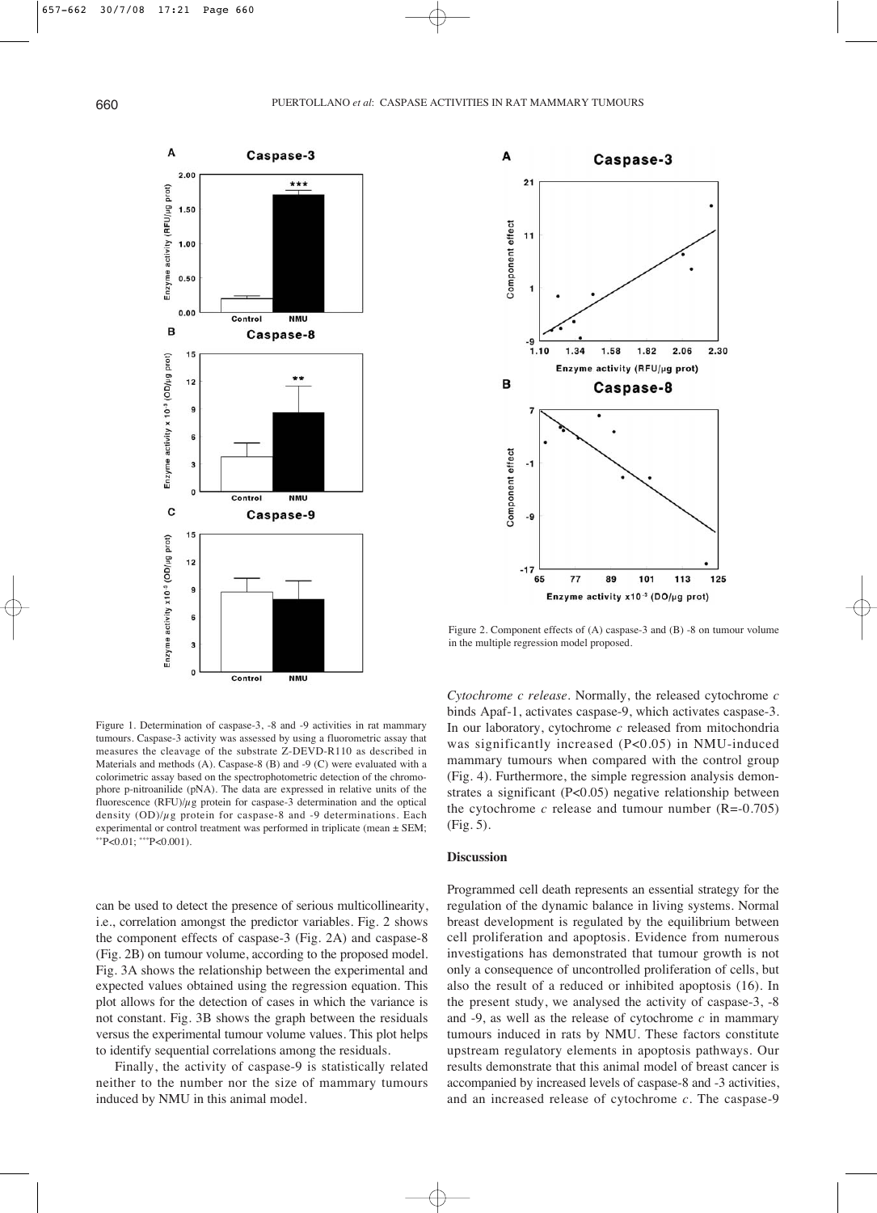Figure 1. Determination of caspase-3, -8 and -9 activities in rat mammary tumours. Caspase-3 activity was assessed by using a fluorometric assay that measures the cleavage of the substrate Z-DEVD-R110 as described in Materials and methods (A). Caspase-8 (B) and -9 (C) were evaluated with a colorimetric assay based on the spectrophotometric detection of the chromophore p-nitroanilide (pNA). The data are expressed in relative units of the fluorescence (RFU)/$\mu$g protein for caspase-3 determination and the optical density (OD)/$\mu$g protein for caspase-8 and -9 determinations. Each experimental or control treatment was performed in triplicate (mean ± SEM; $^{**}P<0.01$; $^{***}P<0.001$).

can be used to detect the presence of serious multicollinearity, i.e., correlation amongst the predictor variables. Fig. 2 shows the component effects of caspase-3 (Fig. 2A) and caspase-8 (Fig. 2B) on tumour volume, according to the proposed model. Fig. 3A shows the relationship between the experimental and expected values obtained using the regression equation. This plot allows for the detection of cases in which the variance is not constant. Fig. 3B shows the graph between the residuals versus the experimental tumour volume values. This plot helps to identify sequential correlations among the residuals.

Finally, the activity of caspase-9 is statistically related neither to the number nor the size of mammary tumours induced by NMU in this animal model.

Figure 2. Component effects of (A) caspase-3 and (B) -8 on tumour volume in the multiple regression model proposed.

*Cytochrome c release*. Normally, the released cytochrome *c* binds Apaf-1, activates caspase-9, which activates caspase-3. In our laboratory, cytochrome *c* released from mitochondria was significantly increased ($P<0.05$) in NMU-induced mammary tumours when compared with the control group (Fig. 4). Furthermore, the simple regression analysis demonstrates a significant ($P<0.05$) negative relationship between the cytochrome *c* release and tumour number ($R=-0.705$) (Fig. 5).

## Discussion

Programmed cell death represents an essential strategy for the regulation of the dynamic balance in living systems. Normal breast development is regulated by the equilibrium between cell proliferation and apoptosis. Evidence from numerous investigations has demonstrated that tumour growth is not only a consequence of uncontrolled proliferation of cells, but also the result of a reduced or inhibited apoptosis (16). In the present study, we analysed the activity of caspase-3, -8 and -9, as well as the release of cytochrome *c* in mammary tumours induced in rats by NMU. These factors constitute upstream regulatory elements in apoptosis pathways. Our results demonstrate that this animal model of breast cancer is accompanied by increased levels of caspase-8 and -3 activities, and an increased release of cytochrome *c*. The caspase-9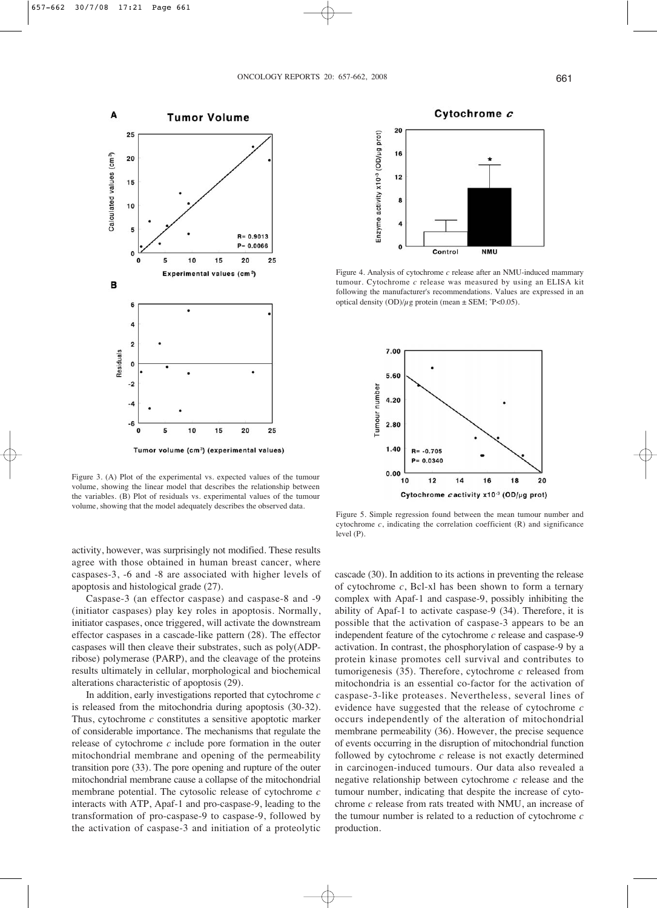Figure 3. (A) Plot of the experimental vs. expected values of the tumour volume, showing the linear model that describes the relationship between the variables. (B) Plot of residuals vs. experimental values of the tumour volume, showing that the model adequately describes the observed data.

Figure 4. Analysis of cytochrome *c* release after an NMU-induced mammary tumour. Cytochrome *c* release was measured by using an ELISA kit following the manufacturer's recommendations. Values are expressed in an optical density (OD)/$\mu$g protein (mean ± SEM; *P<0.05).

Figure 5. Simple regression found between the mean tumour number and cytochrome *c*, indicating the correlation coefficient (R) and significance level (P).

activity, however, was surprisingly not modified. These results agree with those obtained in human breast cancer, where caspases-3, -6 and -8 are associated with higher levels of apoptosis and histological grade (27).

Caspase-3 (an effector caspase) and caspase-8 and -9 (initiator caspases) play key roles in apoptosis. Normally, initiator caspases, once triggered, will activate the downstream effector caspases in a cascade-like pattern (28). The effector caspases will then cleave their substrates, such as poly(ADP-ribose) polymerase (PARP), and the cleavage of the proteins results ultimately in cellular, morphological and biochemical alterations characteristic of apoptosis (29).

In addition, early investigations reported that cytochrome *c* is released from the mitochondria during apoptosis (30-32). Thus, cytochrome *c* constitutes a sensitive apoptotic marker of considerable importance. The mechanisms that regulate the release of cytochrome *c* include pore formation in the outer mitochondrial membrane and opening of the permeability transition pore (33). The pore opening and rupture of the outer mitochondrial membrane cause a collapse of the mitochondrial membrane potential. The cytosolic release of cytochrome *c* interacts with ATP, Apaf-1 and pro-caspase-9, leading to the transformation of pro-caspase-9 to caspase-9, followed by the activation of caspase-3 and initiation of a proteolytic cascade (30). In addition to its actions in preventing the release of cytochrome *c*, Bcl-xl has been shown to form a ternary complex with Apaf-1 and caspase-9, possibly inhibiting the ability of Apaf-1 to activate caspase-9 (34). Therefore, it is possible that the activation of caspase-3 appears to be an independent feature of the cytochrome *c* release and caspase-9 activation. In contrast, the phosphorylation of caspase-9 by a protein kinase promotes cell survival and contributes to tumorigenesis (35). Therefore, cytochrome *c* released from mitochondria is an essential co-factor for the activation of caspase-3-like proteases. Nevertheless, several lines of evidence have suggested that the release of cytochrome *c* occurs independently of the alteration of mitochondrial membrane permeability (36). However, the precise sequence of events occurring in the disruption of mitochondrial function followed by cytochrome *c* release is not exactly determined in carcinogen-induced tumours. Our data also revealed a negative relationship between cytochrome *c* release and the tumour number, indicating that despite the increase of cytochrome *c* release from rats treated with NMU, an increase of the tumour number is related to a reduction of cytochrome *c* production.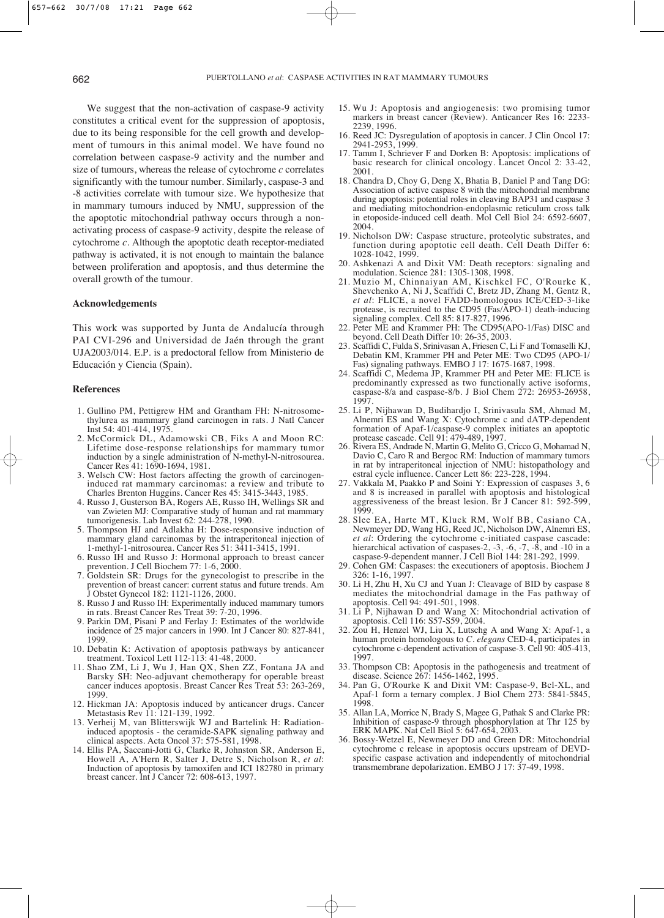We suggest that the non-activation of caspase-9 activity constitutes a critical event for the suppression of apoptosis, due to its being responsible for the cell growth and development of tumours in this animal model. We have found no correlation between caspase-9 activity and the number and size of tumours, whereas the release of cytochrome *c* correlates significantly with the tumour number. Similarly, caspase-3 and -8 activities correlate with tumour size. We hypothesize that in mammary tumours induced by NMU, suppression of the the apoptotic mitochondrial pathway occurs through a non-activating process of caspase-9 activity, despite the release of cytochrome *c*. Although the apoptotic death receptor-mediated pathway is activated, it is not enough to maintain the balance between proliferation and apoptosis, and thus determine the overall growth of the tumour.

## Acknowledgements

This work was supported by Junta de Andalucía through PAI CVI-296 and Universidad de Jaén through the grant UJA2003/014. E.P. is a predoctoral fellow from Ministerio de Educación y Ciencia (Spain).

## References

1. Gullino PM, Pettigrew HM and Grantham FH: N-nitrosomethylurea as mammary gland carcinogen in rats. J Natl Cancer Inst 54: 401-414, 1975.
2. McCormick DL, Adamowski CB, Fiks A and Moon RC: Lifetime dose-response relationships for mammary tumor induction by a single administration of N-methyl-N-nitrosourea. Cancer Res 41: 1690-1694, 1981.
3. Welsch CW: Host factors affecting the growth of carcinogen-induced rat mammary carcinomas: a review and tribute to Charles Brenton Huggins. Cancer Res 45: 3415-3443, 1985.
4. Russo J, Gusterson BA, Rogers AE, Russo IH, Wellings SR and van Zwieten MJ: Comparative study of human and rat mammary tumorigenesis. Lab Invest 62: 244-278, 1990.
5. Thompson HJ and Adlakha H: Dose-responsive induction of mammary gland carcinomas by the intraperitoneal injection of 1-methyl-1-nitrosourea. Cancer Res 51: 3411-3415, 1991.
6. Russo IH and Russo J: Hormonal approach to breast cancer prevention. J Cell Biochem 77: 1-6, 2000.
7. Goldstein SR: Drugs for the gynecologist to prescribe in the prevention of breast cancer: current status and future trends. Am J Obstet Gynecol 182: 1121-1126, 2000.
8. Russo J and Russo IH: Experimentally induced mammary tumors in rats. Breast Cancer Res Treat 39: 7-20, 1996.
9. Parkin DM, Pisani P and Ferlay J: Estimates of the worldwide incidence of 25 major cancers in 1990. Int J Cancer 80: 827-841, 1999.
10. Debatin K: Activation of apoptosis pathways by anticancer treatment. Toxicol Lett 112-113: 41-48, 2000.
11. Shao ZM, Li J, Wu J, Han QX, Shen ZZ, Fontana JA and Barsky SH: Neo-adjuvant chemotherapy for operable breast cancer induces apoptosis. Breast Cancer Res Treat 53: 263-269, 1999.
12. Hickman JA: Apoptosis induced by anticancer drugs. Cancer Metastasis Rev 11: 121-139, 1992.
13. Verheij M, van Blitterswijk WJ and Bartelink H: Radiation-induced apoptosis - the ceramide-SAPK signaling pathway and clinical aspects. Acta Oncol 37: 575-581, 1998.
14. Ellis PA, Saccani-Jotti G, Clarke R, Johnston SR, Anderson E, Howell A, A'Hern R, Salter J, Detre S, Nicholson R, *et al*: Induction of apoptosis by tamoxifen and ICI 182780 in primary breast cancer. Int J Cancer 72: 608-613, 1997.
15. Wu J: Apoptosis and angiogenesis: two promising tumor markers in breast cancer (Review). Anticancer Res 16: 2233-2239, 1996.
16. Reed JC: Dysregulation of apoptosis in cancer. J Clin Oncol 17: 2941-2953, 1999.
17. Tamm I, Schriever F and Dorken B: Apoptosis: implications of basic research for clinical oncology. Lancet Oncol 2: 33-42, 2001.
18. Chandra D, Choy G, Deng X, Bhatia B, Daniel P and Tang DG: Association of active caspase 8 with the mitochondrial membrane during apoptosis: potential roles in cleaving BAP31 and caspase 3 and mediating mitochondrion-endoplasmic reticulum cross talk in etoposide-induced cell death. Mol Cell Biol 24: 6592-6607, 2004.
19. Nicholson DW: Caspase structure, proteolytic substrates, and function during apoptotic cell death. Cell Death Differ 6: 1028-1042, 1999.
20. Ashkenazi A and Dixit VM: Death receptors: signaling and modulation. Science 281: 1305-1308, 1998.
21. Muzio M, Chinnaiyan AM, Kischkel FC, O'Rourke K, Shevchenko A, Ni J, Scaffidi C, Bretz JD, Zhang M, Gentz R, *et al*: FLICE, a novel FADD-homologous ICE/CED-3-like protease, is recruited to the CD95 (Fas/APO-1) death-inducing signaling complex. Cell 85: 817-827, 1996.
22. Peter ME and Krammer PH: The CD95(APO-1/Fas) DISC and beyond. Cell Death Differ 10: 26-35, 2003.
23. Scaffidi C, Fulda S, Srinivasan A, Friesen C, Li F and Tomaselli KJ, Debatin KM, Krammer PH and Peter ME: Two CD95 (APO-1/Fas) signaling pathways. EMBO J 17: 1675-1687, 1998.
24. Scaffidi C, Medema JP, Krammer PH and Peter ME: FLICE is predominantly expressed as two functionally active isoforms, caspase-8/a and caspase-8/b. J Biol Chem 272: 26953-26958, 1997.
25. Li P, Nijhawan D, Budihardjo I, Srinivasula SM, Ahmad M, Alnemri ES and Wang X: Cytochrome c and dATP-dependent formation of Apaf-1/caspase-9 complex initiates an apoptotic protease cascade. Cell 91: 479-489, 1997.
26. Rivera ES, Andrade N, Martin G, Melito G, Cricco G, Mohamad N, Davio C, Caro R and Bergoc RM: Induction of mammary tumors in rat by intraperitoneal injection of NMU: histopathology and estral cycle influence. Cancer Lett 86: 223-228, 1994.
27. Vakkala M, Paakko P and Soini Y: Expression of caspases 3, 6 and 8 is increased in parallel with apoptosis and histological aggressiveness of the breast lesion. Br J Cancer 81: 592-599, 1999.
28. Slee EA, Harte MT, Kluck RM, Wolf BB, Casiano CA, Newmeyer DD, Wang HG, Reed JC, Nicholson DW, Alnemri ES, *et al*: Ordering the cytochrome c-initiated caspase cascade: hierarchical activation of caspases-2, -3, -6, -7, -8, and -10 in a caspase-9-dependent manner. J Cell Biol 144: 281-292, 1999.
29. Cohen GM: Caspases: the executioners of apoptosis. Biochem J 326: 1-16, 1997.
30. Li H, Zhu H, Xu CJ and Yuan J: Cleavage of BID by caspase 8 mediates the mitochondrial damage in the Fas pathway of apoptosis. Cell 94: 491-501, 1998.
31. Li P, Nijhawan D and Wang X: Mitochondrial activation of apoptosis. Cell 116: S57-S59, 2004.
32. Zou H, Henzel WJ, Liu X, Lutschg A and Wang X: Apaf-1, a human protein homologous to *C. elegans* CED-4, participates in cytochrome c-dependent activation of caspase-3. Cell 90: 405-413, 1997.
33. Thompson CB: Apoptosis in the pathogenesis and treatment of disease. Science 267: 1456-1462, 1995.
34. Pan G, O'Rourke K and Dixit VM: Caspase-9, Bcl-XL, and Apaf-1 form a ternary complex. J Biol Chem 273: 5841-5845, 1998.
35. Allan LA, Morrice N, Brady S, Magee G, Pathak S and Clarke PR: Inhibition of caspase-9 through phosphorylation at Thr 125 by ERK MAPK. Nat Cell Biol 5: 647-654, 2003.
36. Bossy-Wetzel E, Newmeyer DD and Green DR: Mitochondrial cytochrome c release in apoptosis occurs upstream of DEVD-specific caspase activation and independently of mitochondrial transmembrane depolarization. EMBO J 17: 37-49, 1998.